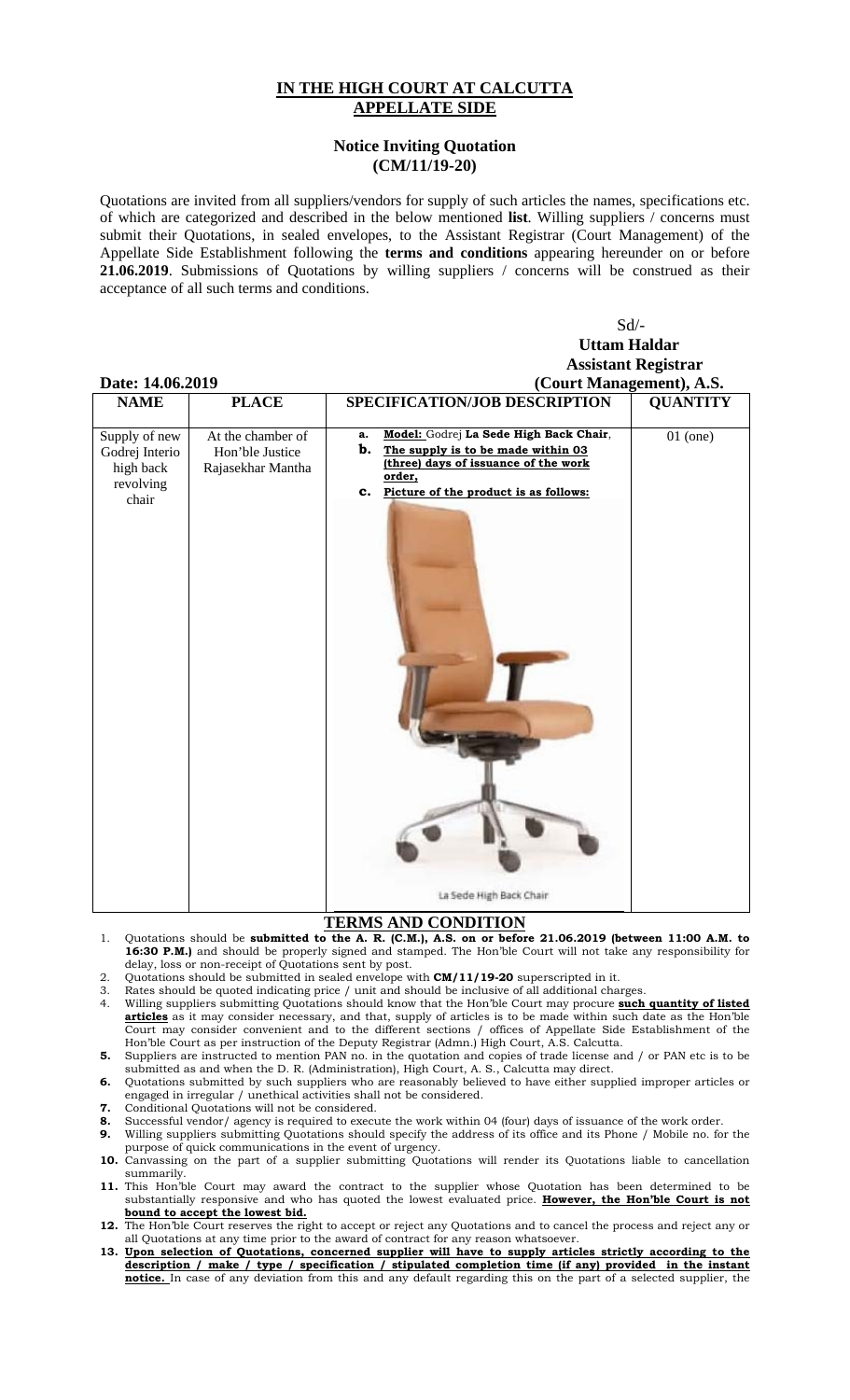# IN THE HIGH COURT AT CALCUTTA
## APPELLATE SIDE

### Notice Inviting Quotation
### (CM/11/19-20)

Quotations are invited from all suppliers/vendors for supply of such articles the names, specifications etc. of which are categorized and described in the below mentioned **list**. Willing suppliers / concerns must submit their Quotations, in sealed envelopes, to the Assistant Registrar (Court Management) of the Appellate Side Establishment following the **terms and conditions** appearing hereunder on or before **21.06.2019**. Submissions of Quotations by willing suppliers / concerns will be construed as their acceptance of all such terms and conditions.

Sd/-
**Uttam Haldar**
**Assistant Registrar**
**(Court Management), A.S.**

**Date: 14.06.2019**

| NAME | PLACE | SPECIFICATION/JOB DESCRIPTION | QUANTITY |
|---|---|---|---|
| Supply of new Godrej Interio high back revolving chair | At the chamber of Hon'ble Justice Rajasekhar Mantha | **a.** **Model:** Godrej **La Sede High Back Chair**, **b.** **The supply is to be made within 03 (three) days of issuance of the work order,** **c.** **Picture of the product is as follows:** La Sede High Back Chair | 01 (one) |

## TERMS AND CONDITION

1. Quotations should be **submitted to the A. R. (C.M.), A.S. on or before 21.06.2019 (between 11:00 A.M. to 16:30 P.M.)** and should be properly signed and stamped. The Hon'ble Court will not take any responsibility for delay, loss or non-receipt of Quotations sent by post.
2. Quotations should be submitted in sealed envelope with **CM/11/19-20** superscripted in it.
3. Rates should be quoted indicating price / unit and should be inclusive of all additional charges.
4. Willing suppliers submitting Quotations should know that the Hon'ble Court may procure **such quantity of listed articles** as it may consider necessary, and that, supply of articles is to be made within such date as the Hon'ble Court may consider convenient and to the different sections / offices of Appellate Side Establishment of the Hon'ble Court as per instruction of the Deputy Registrar (Admn.) High Court, A.S. Calcutta.
5. Suppliers are instructed to mention PAN no. in the quotation and copies of trade license and / or PAN etc is to be submitted as and when the D. R. (Administration), High Court, A. S., Calcutta may direct.
6. Quotations submitted by such suppliers who are reasonably believed to have either supplied improper articles or engaged in irregular / unethical activities shall not be considered.
7. Conditional Quotations will not be considered.
8. Successful vendor/ agency is required to execute the work within 04 (four) days of issuance of the work order.
9. Willing suppliers submitting Quotations should specify the address of its office and its Phone / Mobile no. for the purpose of quick communications in the event of urgency.
10. Canvassing on the part of a supplier submitting Quotations will render its Quotations liable to cancellation summarily.
11. This Hon'ble Court may award the contract to the supplier whose Quotation has been determined to be substantially responsive and who has quoted the lowest evaluated price. **However, the Hon'ble Court is not bound to accept the lowest bid.**
12. The Hon'ble Court reserves the right to accept or reject any Quotations and to cancel the process and reject any or all Quotations at any time prior to the award of contract for any reason whatsoever.
13. **Upon selection of Quotations, concerned supplier will have to supply articles strictly according to the description / make / type / specification / stipulated completion time (if any) provided in the instant notice.** In case of any deviation from this and any default regarding this on the part of a selected supplier, the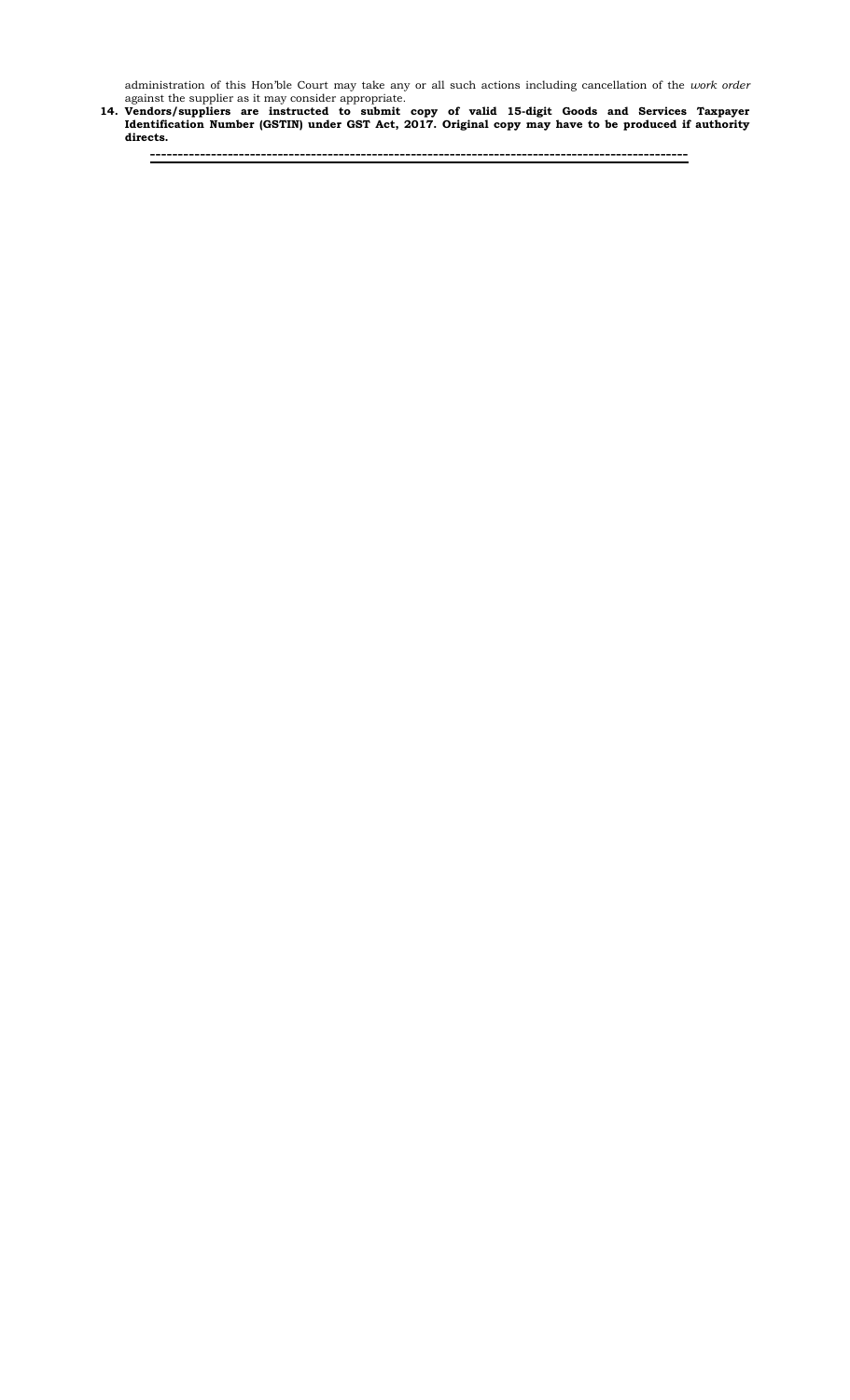administration of this Hon'ble Court may take any or all such actions including cancellation of the *work order* against the supplier as it may consider appropriate.

**14. Vendors/suppliers are instructed to submit copy of valid 15-digit Goods and Services Taxpayer Identification Number (GSTIN) under GST Act, 2017. Original copy may have to be produced if authority directs.**

---